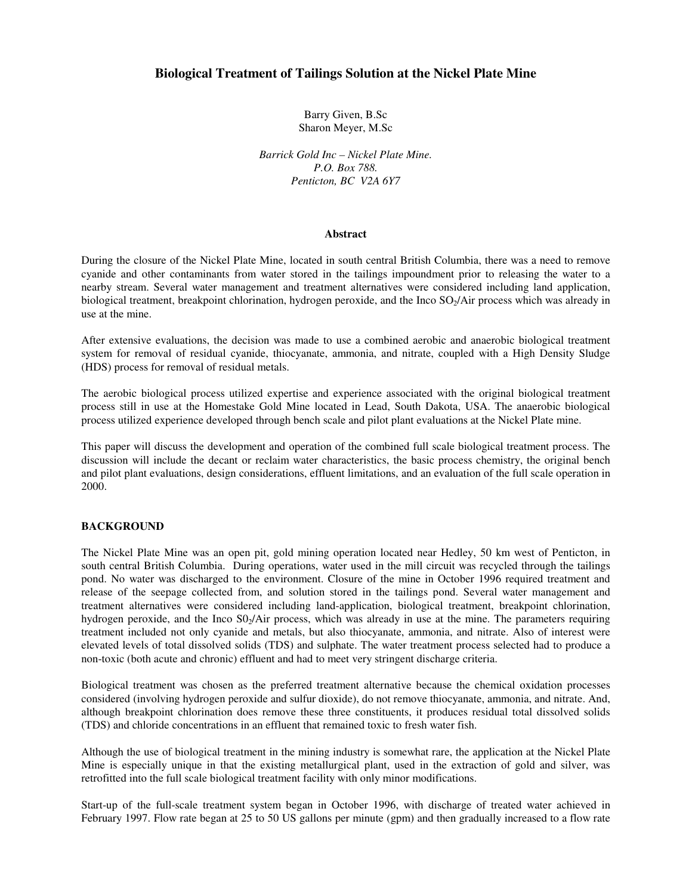# Biological Treatment of Tailings Solution at the Nickel Plate Mine

Barry Given, B.Sc
Sharon Meyer, M.Sc

*Barrick Gold Inc – Nickel Plate Mine.*
*P.O. Box 788.*
*Penticton, BC V2A 6Y7*

### Abstract

During the closure of the Nickel Plate Mine, located in south central British Columbia, there was a need to remove cyanide and other contaminants from water stored in the tailings impoundment prior to releasing the water to a nearby stream. Several water management and treatment alternatives were considered including land application, biological treatment, breakpoint chlorination, hydrogen peroxide, and the Inco $SO_2$/Air process which was already in use at the mine.

After extensive evaluations, the decision was made to use a combined aerobic and anaerobic biological treatment system for removal of residual cyanide, thiocyanate, ammonia, and nitrate, coupled with a High Density Sludge (HDS) process for removal of residual metals.

The aerobic biological process utilized expertise and experience associated with the original biological treatment process still in use at the Homestake Gold Mine located in Lead, South Dakota, USA. The anaerobic biological process utilized experience developed through bench scale and pilot plant evaluations at the Nickel Plate mine.

This paper will discuss the development and operation of the combined full scale biological treatment process. The discussion will include the decant or reclaim water characteristics, the basic process chemistry, the original bench and pilot plant evaluations, design considerations, effluent limitations, and an evaluation of the full scale operation in 2000.

## BACKGROUND

The Nickel Plate Mine was an open pit, gold mining operation located near Hedley, 50 km west of Penticton, in south central British Columbia. During operations, water used in the mill circuit was recycled through the tailings pond. No water was discharged to the environment. Closure of the mine in October 1996 required treatment and release of the seepage collected from, and solution stored in the tailings pond. Several water management and treatment alternatives were considered including land-application, biological treatment, breakpoint chlorination, hydrogen peroxide, and the Inco $S0_2$/Air process, which was already in use at the mine. The parameters requiring treatment included not only cyanide and metals, but also thiocyanate, ammonia, and nitrate. Also of interest were elevated levels of total dissolved solids (TDS) and sulphate. The water treatment process selected had to produce a non-toxic (both acute and chronic) effluent and had to meet very stringent discharge criteria.

Biological treatment was chosen as the preferred treatment alternative because the chemical oxidation processes considered (involving hydrogen peroxide and sulfur dioxide), do not remove thiocyanate, ammonia, and nitrate. And, although breakpoint chlorination does remove these three constituents, it produces residual total dissolved solids (TDS) and chloride concentrations in an effluent that remained toxic to fresh water fish.

Although the use of biological treatment in the mining industry is somewhat rare, the application at the Nickel Plate Mine is especially unique in that the existing metallurgical plant, used in the extraction of gold and silver, was retrofitted into the full scale biological treatment facility with only minor modifications.

Start-up of the full-scale treatment system began in October 1996, with discharge of treated water achieved in February 1997. Flow rate began at 25 to 50 US gallons per minute (gpm) and then gradually increased to a flow rate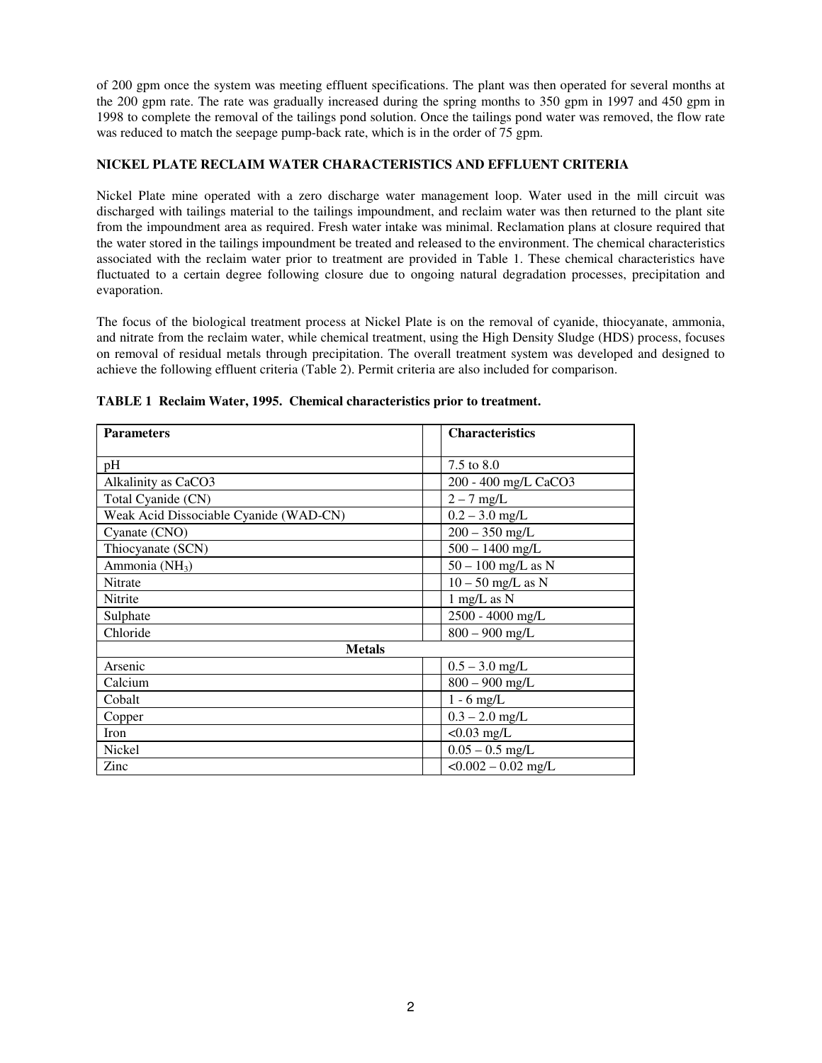of 200 gpm once the system was meeting effluent specifications. The plant was then operated for several months at the 200 gpm rate. The rate was gradually increased during the spring months to 350 gpm in 1997 and 450 gpm in 1998 to complete the removal of the tailings pond solution. Once the tailings pond water was removed, the flow rate was reduced to match the seepage pump-back rate, which is in the order of 75 gpm.

## NICKEL PLATE RECLAIM WATER CHARACTERISTICS AND EFFLUENT CRITERIA

Nickel Plate mine operated with a zero discharge water management loop. Water used in the mill circuit was discharged with tailings material to the tailings impoundment, and reclaim water was then returned to the plant site from the impoundment area as required. Fresh water intake was minimal. Reclamation plans at closure required that the water stored in the tailings impoundment be treated and released to the environment. The chemical characteristics associated with the reclaim water prior to treatment are provided in Table 1. These chemical characteristics have fluctuated to a certain degree following closure due to ongoing natural degradation processes, precipitation and evaporation.

The focus of the biological treatment process at Nickel Plate is on the removal of cyanide, thiocyanate, ammonia, and nitrate from the reclaim water, while chemical treatment, using the High Density Sludge (HDS) process, focuses on removal of residual metals through precipitation. The overall treatment system was developed and designed to achieve the following effluent criteria (Table 2). Permit criteria are also included for comparison.

**TABLE 1 Reclaim Water, 1995. Chemical characteristics prior to treatment.**

| Parameters | Characteristics |
|---|---|
| pH | 7.5 to 8.0 |
| Alkalinity as CaCO3 | 200 - 400 mg/L CaCO3 |
| Total Cyanide (CN) | 2 – 7 mg/L |
| Weak Acid Dissociable Cyanide (WAD-CN) | 0.2 – 3.0 mg/L |
| Cyanate (CNO) | 200 – 350 mg/L |
| Thiocyanate (SCN) | 500 – 1400 mg/L |
| Ammonia ($NH_3$) | 50 – 100 mg/L as N |
| Nitrate | 10 – 50 mg/L as N |
| Nitrite | 1 mg/L as N |
| Sulphate | 2500 - 4000 mg/L |
| Chloride | 800 – 900 mg/L |
| **Metals** | |
| Arsenic | 0.5 – 3.0 mg/L |
| Calcium | 800 – 900 mg/L |
| Cobalt | 1 - 6 mg/L |
| Copper | 0.3 – 2.0 mg/L |
| Iron | <0.03 mg/L |
| Nickel | 0.05 – 0.5 mg/L |
| Zinc | <0.002 – 0.02 mg/L |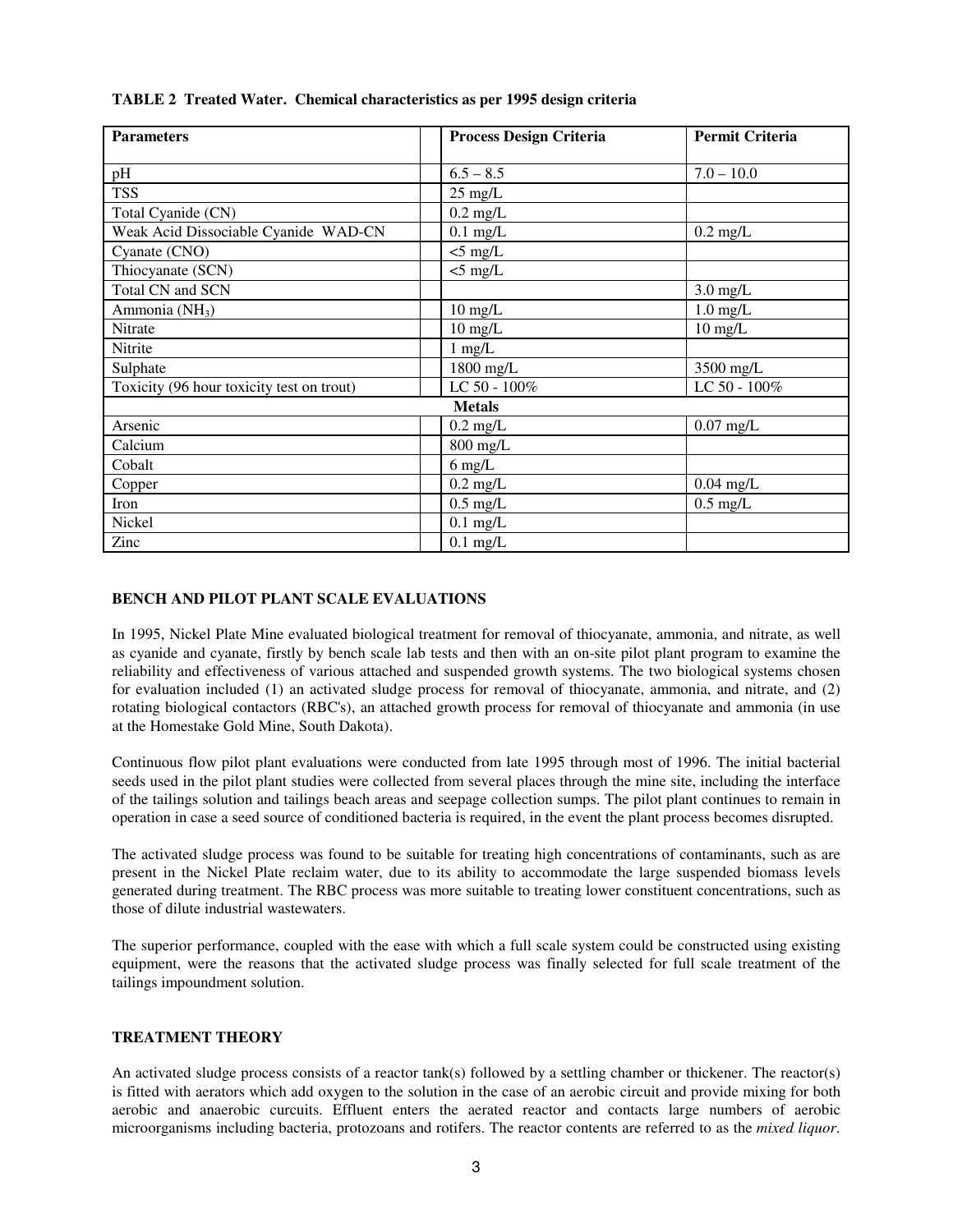**TABLE 2 Treated Water. Chemical characteristics as per 1995 design criteria**

| Parameters | Process Design Criteria | Permit Criteria |
|---|---|---|
| pH | 6.5 – 8.5 | 7.0 – 10.0 |
| TSS | 25 mg/L | |
| Total Cyanide (CN) | 0.2 mg/L | |
| Weak Acid Dissociable Cyanide WAD-CN | 0.1 mg/L | 0.2 mg/L |
| Cyanate (CNO) | <5 mg/L | |
| Thiocyanate (SCN) | <5 mg/L | |
| Total CN and SCN | | 3.0 mg/L |
| Ammonia ($NH_3$) | 10 mg/L | 1.0 mg/L |
| Nitrate | 10 mg/L | 10 mg/L |
| Nitrite | 1 mg/L | |
| Sulphate | 1800 mg/L | 3500 mg/L |
| Toxicity (96 hour toxicity test on trout) | LC 50 - 100% | LC 50 - 100% |
| **Metals** | | |
| Arsenic | 0.2 mg/L | 0.07 mg/L |
| Calcium | 800 mg/L | |
| Cobalt | 6 mg/L | |
| Copper | 0.2 mg/L | 0.04 mg/L |
| Iron | 0.5 mg/L | 0.5 mg/L |
| Nickel | 0.1 mg/L | |
| Zinc | 0.1 mg/L | |

## BENCH AND PILOT PLANT SCALE EVALUATIONS

In 1995, Nickel Plate Mine evaluated biological treatment for removal of thiocyanate, ammonia, and nitrate, as well as cyanide and cyanate, firstly by bench scale lab tests and then with an on-site pilot plant program to examine the reliability and effectiveness of various attached and suspended growth systems. The two biological systems chosen for evaluation included (1) an activated sludge process for removal of thiocyanate, ammonia, and nitrate, and (2) rotating biological contactors (RBC's), an attached growth process for removal of thiocyanate and ammonia (in use at the Homestake Gold Mine, South Dakota).

Continuous flow pilot plant evaluations were conducted from late 1995 through most of 1996. The initial bacterial seeds used in the pilot plant studies were collected from several places through the mine site, including the interface of the tailings solution and tailings beach areas and seepage collection sumps. The pilot plant continues to remain in operation in case a seed source of conditioned bacteria is required, in the event the plant process becomes disrupted.

The activated sludge process was found to be suitable for treating high concentrations of contaminants, such as are present in the Nickel Plate reclaim water, due to its ability to accommodate the large suspended biomass levels generated during treatment. The RBC process was more suitable to treating lower constituent concentrations, such as those of dilute industrial wastewaters.

The superior performance, coupled with the ease with which a full scale system could be constructed using existing equipment, were the reasons that the activated sludge process was finally selected for full scale treatment of the tailings impoundment solution.

## TREATMENT THEORY

An activated sludge process consists of a reactor tank(s) followed by a settling chamber or thickener. The reactor(s) is fitted with aerators which add oxygen to the solution in the case of an aerobic circuit and provide mixing for both aerobic and anaerobic curcuits. Effluent enters the aerated reactor and contacts large numbers of aerobic microorganisms including bacteria, protozoans and rotifers. The reactor contents are referred to as the *mixed liquor*.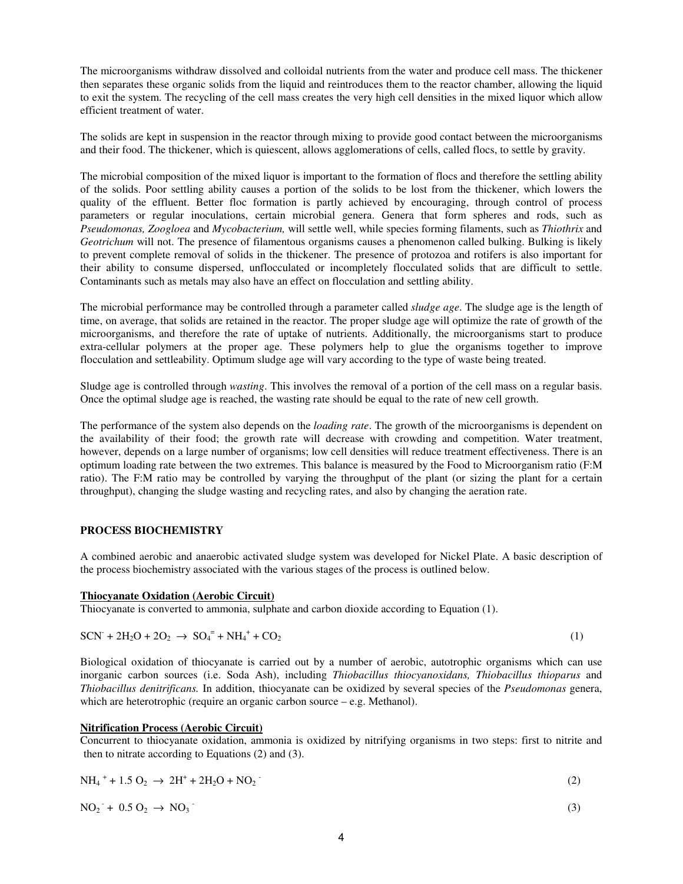The microorganisms withdraw dissolved and colloidal nutrients from the water and produce cell mass. The thickener then separates these organic solids from the liquid and reintroduces them to the reactor chamber, allowing the liquid to exit the system. The recycling of the cell mass creates the very high cell densities in the mixed liquor which allow efficient treatment of water.

The solids are kept in suspension in the reactor through mixing to provide good contact between the microorganisms and their food. The thickener, which is quiescent, allows agglomerations of cells, called flocs, to settle by gravity.

The microbial composition of the mixed liquor is important to the formation of flocs and therefore the settling ability of the solids. Poor settling ability causes a portion of the solids to be lost from the thickener, which lowers the quality of the effluent. Better floc formation is partly achieved by encouraging, through control of process parameters or regular inoculations, certain microbial genera. Genera that form spheres and rods, such as *Pseudomonas, Zoogloea* and *Mycobacterium,* will settle well, while species forming filaments, such as *Thiothrix* and *Geotrichum* will not. The presence of filamentous organisms causes a phenomenon called bulking. Bulking is likely to prevent complete removal of solids in the thickener. The presence of protozoa and rotifers is also important for their ability to consume dispersed, unflocculated or incompletely flocculated solids that are difficult to settle. Contaminants such as metals may also have an effect on flocculation and settling ability.

The microbial performance may be controlled through a parameter called *sludge age*. The sludge age is the length of time, on average, that solids are retained in the reactor. The proper sludge age will optimize the rate of growth of the microorganisms, and therefore the rate of uptake of nutrients. Additionally, the microorganisms start to produce extra-cellular polymers at the proper age. These polymers help to glue the organisms together to improve flocculation and settleability. Optimum sludge age will vary according to the type of waste being treated.

Sludge age is controlled through *wasting*. This involves the removal of a portion of the cell mass on a regular basis. Once the optimal sludge age is reached, the wasting rate should be equal to the rate of new cell growth.

The performance of the system also depends on the *loading rate*. The growth of the microorganisms is dependent on the availability of their food; the growth rate will decrease with crowding and competition. Water treatment, however, depends on a large number of organisms; low cell densities will reduce treatment effectiveness. There is an optimum loading rate between the two extremes. This balance is measured by the Food to Microorganism ratio (F:M ratio). The F:M ratio may be controlled by varying the throughput of the plant (or sizing the plant for a certain throughput), changing the sludge wasting and recycling rates, and also by changing the aeration rate.

## PROCESS BIOCHEMISTRY

A combined aerobic and anaerobic activated sludge system was developed for Nickel Plate. A basic description of the process biochemistry associated with the various stages of the process is outlined below.

### Thiocyanate Oxidation (Aerobic Circuit)

Thiocyanate is converted to ammonia, sulphate and carbon dioxide according to Equation (1).

$$SCN^- + 2H_2O + 2O_2 \rightarrow SO_4^{=} + NH_4^+ + CO_2 \quad (1)$$

Biological oxidation of thiocyanate is carried out by a number of aerobic, autotrophic organisms which can use inorganic carbon sources (i.e. Soda Ash), including *Thiobacillus thiocyanoxidans, Thiobacillus thioparus* and *Thiobacillus denitrificans.* In addition, thiocyanate can be oxidized by several species of the *Pseudomonas* genera, which are heterotrophic (require an organic carbon source – e.g. Methanol).

### Nitrification Process (Aerobic Circuit)

Concurrent to thiocyanate oxidation, ammonia is oxidized by nitrifying organisms in two steps: first to nitrite and then to nitrate according to Equations (2) and (3).

$$NH_4^+ + 1.5\ O_2 \rightarrow 2H^+ + 2H_2O + NO_2^- \quad (2)$$

$$NO_2^- + 0.5\ O_2 \rightarrow NO_3^- \quad (3)$$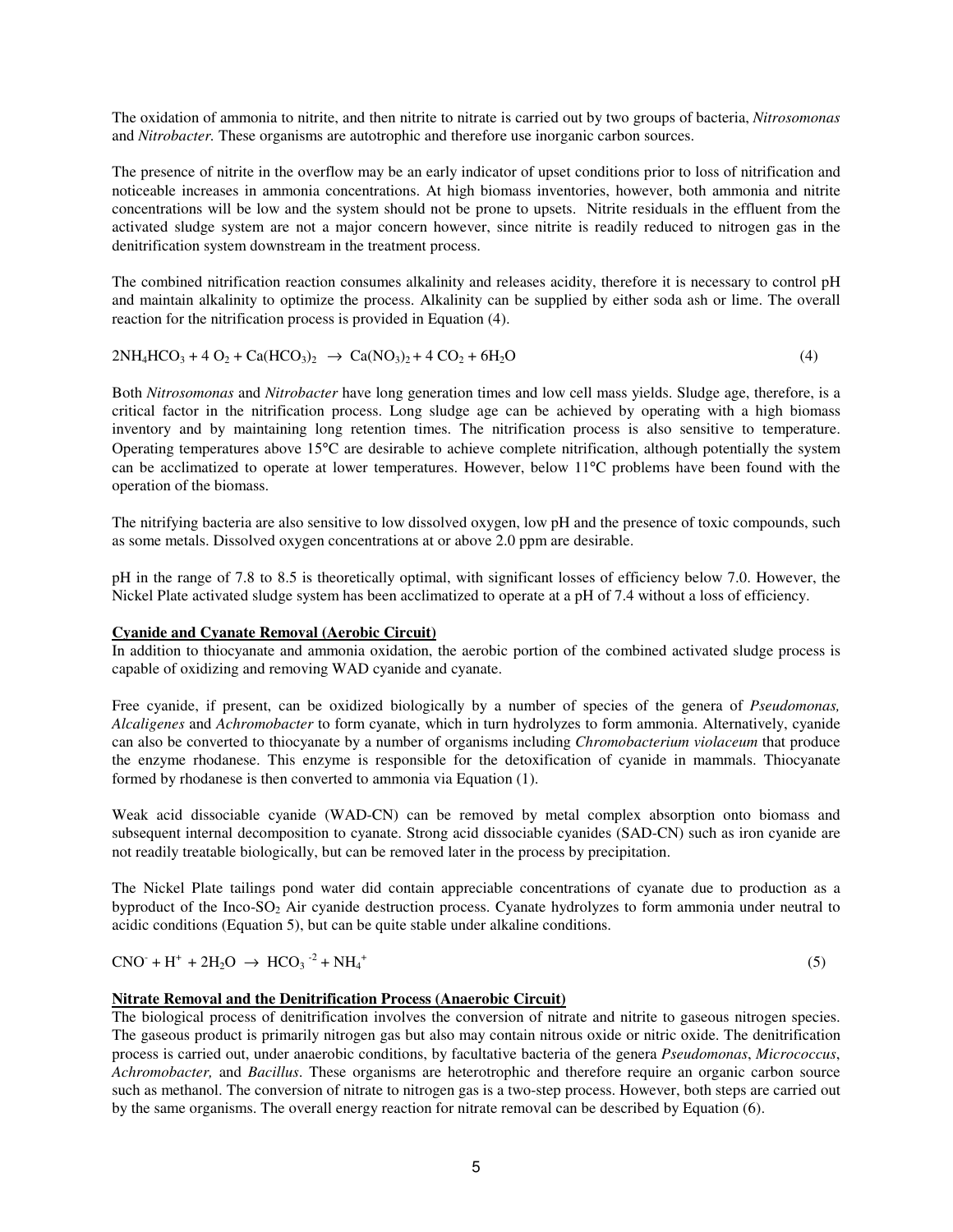The oxidation of ammonia to nitrite, and then nitrite to nitrate is carried out by two groups of bacteria, *Nitrosomonas* and *Nitrobacter.* These organisms are autotrophic and therefore use inorganic carbon sources.

The presence of nitrite in the overflow may be an early indicator of upset conditions prior to loss of nitrification and noticeable increases in ammonia concentrations. At high biomass inventories, however, both ammonia and nitrite concentrations will be low and the system should not be prone to upsets. Nitrite residuals in the effluent from the activated sludge system are not a major concern however, since nitrite is readily reduced to nitrogen gas in the denitrification system downstream in the treatment process.

The combined nitrification reaction consumes alkalinity and releases acidity, therefore it is necessary to control pH and maintain alkalinity to optimize the process. Alkalinity can be supplied by either soda ash or lime. The overall reaction for the nitrification process is provided in Equation (4).

$$2NH_4HCO_3 + 4\ O_2 + Ca(HCO_3)_2 \rightarrow Ca(NO_3)_2 + 4\ CO_2 + 6H_2O \quad (4)$$

Both *Nitrosomonas* and *Nitrobacter* have long generation times and low cell mass yields. Sludge age, therefore, is a critical factor in the nitrification process. Long sludge age can be achieved by operating with a high biomass inventory and by maintaining long retention times. The nitrification process is also sensitive to temperature. Operating temperatures above 15°C are desirable to achieve complete nitrification, although potentially the system can be acclimatized to operate at lower temperatures. However, below 11°C problems have been found with the operation of the biomass.

The nitrifying bacteria are also sensitive to low dissolved oxygen, low pH and the presence of toxic compounds, such as some metals. Dissolved oxygen concentrations at or above 2.0 ppm are desirable.

pH in the range of 7.8 to 8.5 is theoretically optimal, with significant losses of efficiency below 7.0. However, the Nickel Plate activated sludge system has been acclimatized to operate at a pH of 7.4 without a loss of efficiency.

**Cyanide and Cyanate Removal (Aerobic Circuit)**

In addition to thiocyanate and ammonia oxidation, the aerobic portion of the combined activated sludge process is capable of oxidizing and removing WAD cyanide and cyanate.

Free cyanide, if present, can be oxidized biologically by a number of species of the genera of *Pseudomonas, Alcaligenes* and *Achromobacter* to form cyanate, which in turn hydrolyzes to form ammonia. Alternatively, cyanide can also be converted to thiocyanate by a number of organisms including *Chromobacterium violaceum* that produce the enzyme rhodanese. This enzyme is responsible for the detoxification of cyanide in mammals. Thiocyanate formed by rhodanese is then converted to ammonia via Equation (1).

Weak acid dissociable cyanide (WAD-CN) can be removed by metal complex absorption onto biomass and subsequent internal decomposition to cyanate. Strong acid dissociable cyanides (SAD-CN) such as iron cyanide are not readily treatable biologically, but can be removed later in the process by precipitation.

The Nickel Plate tailings pond water did contain appreciable concentrations of cyanate due to production as a byproduct of the Inco-$SO_2$ Air cyanide destruction process. Cyanate hydrolyzes to form ammonia under neutral to acidic conditions (Equation 5), but can be quite stable under alkaline conditions.

$$CNO^- + H^+ + 2H_2O \rightarrow HCO_3^{-2} + NH_4^+ \quad (5)$$

**Nitrate Removal and the Denitrification Process (Anaerobic Circuit)**

The biological process of denitrification involves the conversion of nitrate and nitrite to gaseous nitrogen species. The gaseous product is primarily nitrogen gas but also may contain nitrous oxide or nitric oxide. The denitrification process is carried out, under anaerobic conditions, by facultative bacteria of the genera *Pseudomonas*, *Micrococcus*, *Achromobacter,* and *Bacillus*. These organisms are heterotrophic and therefore require an organic carbon source such as methanol. The conversion of nitrate to nitrogen gas is a two-step process. However, both steps are carried out by the same organisms. The overall energy reaction for nitrate removal can be described by Equation (6).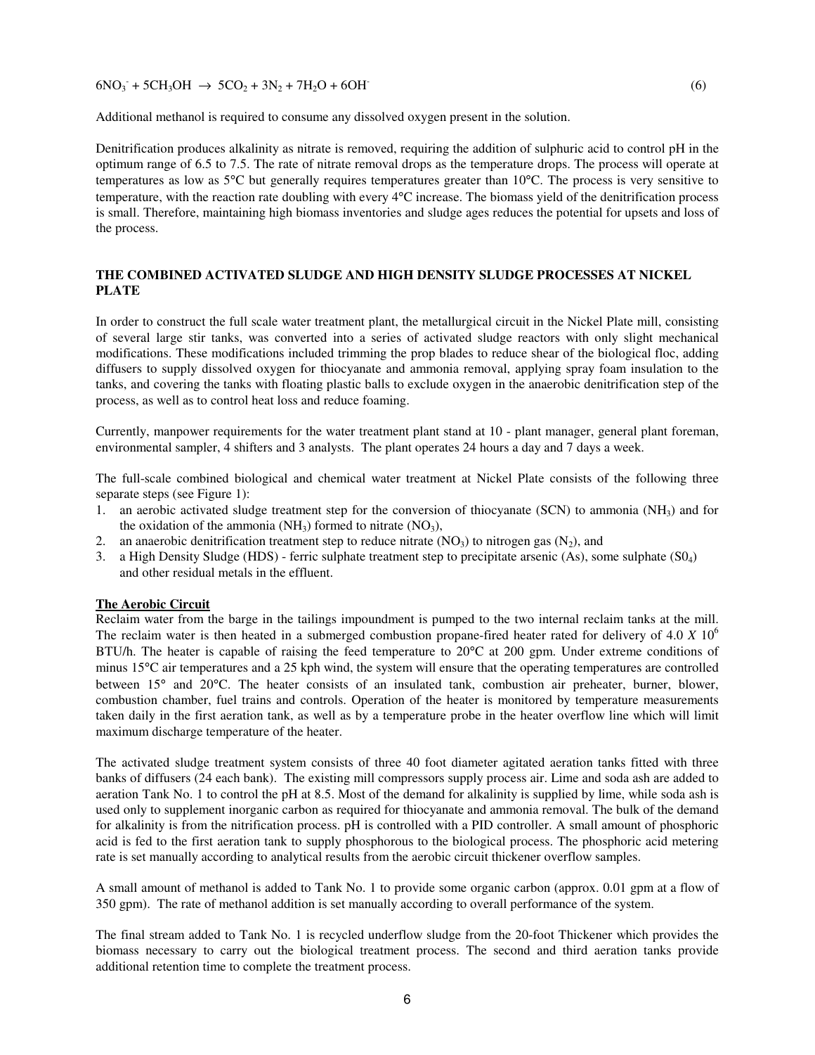$$6NO_3^- + 5CH_3OH \rightarrow 5CO_2 + 3N_2 + 7H_2O + 6OH^- \quad (6)$$

Additional methanol is required to consume any dissolved oxygen present in the solution.

Denitrification produces alkalinity as nitrate is removed, requiring the addition of sulphuric acid to control pH in the optimum range of 6.5 to 7.5. The rate of nitrate removal drops as the temperature drops. The process will operate at temperatures as low as 5°C but generally requires temperatures greater than 10°C. The process is very sensitive to temperature, with the reaction rate doubling with every 4°C increase. The biomass yield of the denitrification process is small. Therefore, maintaining high biomass inventories and sludge ages reduces the potential for upsets and loss of the process.

## THE COMBINED ACTIVATED SLUDGE AND HIGH DENSITY SLUDGE PROCESSES AT NICKEL PLATE

In order to construct the full scale water treatment plant, the metallurgical circuit in the Nickel Plate mill, consisting of several large stir tanks, was converted into a series of activated sludge reactors with only slight mechanical modifications. These modifications included trimming the prop blades to reduce shear of the biological floc, adding diffusers to supply dissolved oxygen for thiocyanate and ammonia removal, applying spray foam insulation to the tanks, and covering the tanks with floating plastic balls to exclude oxygen in the anaerobic denitrification step of the process, as well as to control heat loss and reduce foaming.

Currently, manpower requirements for the water treatment plant stand at 10 - plant manager, general plant foreman, environmental sampler, 4 shifters and 3 analysts. The plant operates 24 hours a day and 7 days a week.

The full-scale combined biological and chemical water treatment at Nickel Plate consists of the following three separate steps (see Figure 1):

1. an aerobic activated sludge treatment step for the conversion of thiocyanate (SCN) to ammonia ($NH_3$) and for the oxidation of the ammonia ($NH_3$) formed to nitrate ($NO_3$),
2. an anaerobic denitrification treatment step to reduce nitrate ($NO_3$) to nitrogen gas ($N_2$), and
3. a High Density Sludge (HDS) - ferric sulphate treatment step to precipitate arsenic (As), some sulphate ($S0_4$) and other residual metals in the effluent.

### The Aerobic Circuit

Reclaim water from the barge in the tailings impoundment is pumped to the two internal reclaim tanks at the mill. The reclaim water is then heated in a submerged combustion propane-fired heater rated for delivery of $4.0 \times 10^6$ BTU/h. The heater is capable of raising the feed temperature to 20°C at 200 gpm. Under extreme conditions of minus 15°C air temperatures and a 25 kph wind, the system will ensure that the operating temperatures are controlled between 15° and 20°C. The heater consists of an insulated tank, combustion air preheater, burner, blower, combustion chamber, fuel trains and controls. Operation of the heater is monitored by temperature measurements taken daily in the first aeration tank, as well as by a temperature probe in the heater overflow line which will limit maximum discharge temperature of the heater.

The activated sludge treatment system consists of three 40 foot diameter agitated aeration tanks fitted with three banks of diffusers (24 each bank). The existing mill compressors supply process air. Lime and soda ash are added to aeration Tank No. 1 to control the pH at 8.5. Most of the demand for alkalinity is supplied by lime, while soda ash is used only to supplement inorganic carbon as required for thiocyanate and ammonia removal. The bulk of the demand for alkalinity is from the nitrification process. pH is controlled with a PID controller. A small amount of phosphoric acid is fed to the first aeration tank to supply phosphorous to the biological process. The phosphoric acid metering rate is set manually according to analytical results from the aerobic circuit thickener overflow samples.

A small amount of methanol is added to Tank No. 1 to provide some organic carbon (approx. 0.01 gpm at a flow of 350 gpm). The rate of methanol addition is set manually according to overall performance of the system.

The final stream added to Tank No. 1 is recycled underflow sludge from the 20-foot Thickener which provides the biomass necessary to carry out the biological treatment process. The second and third aeration tanks provide additional retention time to complete the treatment process.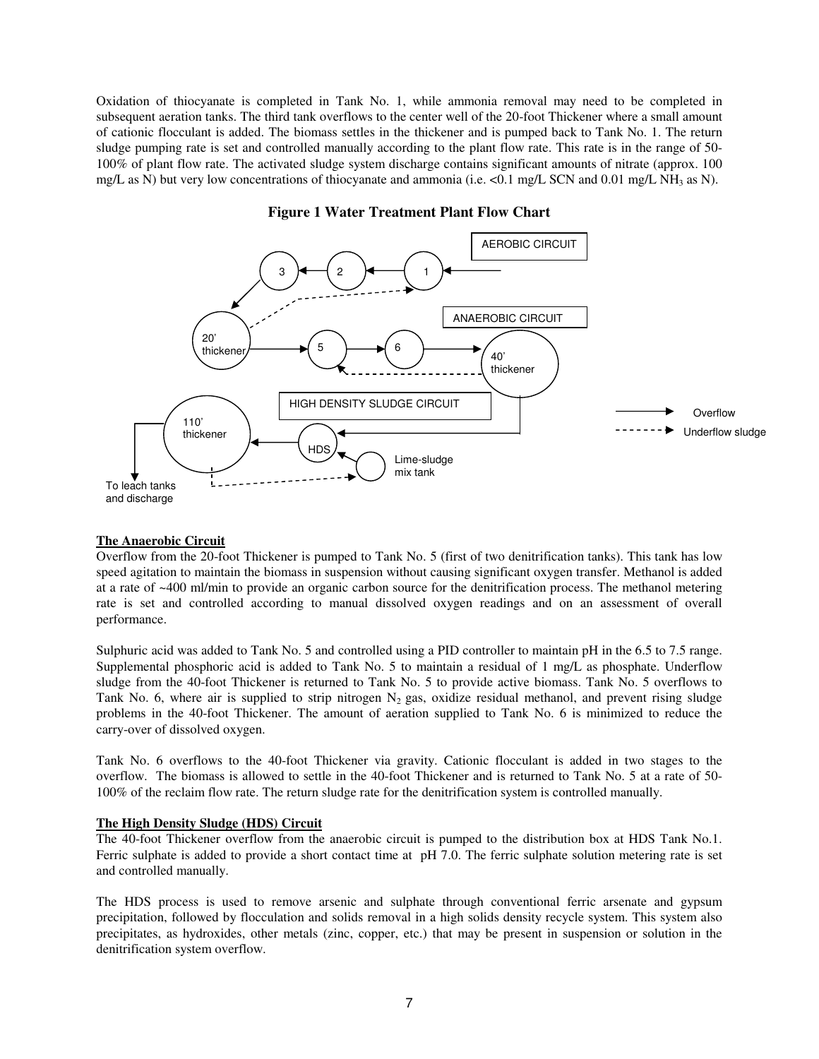Oxidation of thiocyanate is completed in Tank No. 1, while ammonia removal may need to be completed in subsequent aeration tanks. The third tank overflows to the center well of the 20-foot Thickener where a small amount of cationic flocculant is added. The biomass settles in the thickener and is pumped back to Tank No. 1. The return sludge pumping rate is set and controlled manually according to the plant flow rate. This rate is in the range of 50-100% of plant flow rate. The activated sludge system discharge contains significant amounts of nitrate (approx. 100 mg/L as N) but very low concentrations of thiocyanate and ammonia (i.e. <0.1 mg/L SCN and 0.01 mg/L $NH_3$ as N).

**Figure 1 Water Treatment Plant Flow Chart**

### The Anaerobic Circuit

Overflow from the 20-foot Thickener is pumped to Tank No. 5 (first of two denitrification tanks). This tank has low speed agitation to maintain the biomass in suspension without causing significant oxygen transfer. Methanol is added at a rate of ~400 ml/min to provide an organic carbon source for the denitrification process. The methanol metering rate is set and controlled according to manual dissolved oxygen readings and on an assessment of overall performance.

Sulphuric acid was added to Tank No. 5 and controlled using a PID controller to maintain pH in the 6.5 to 7.5 range. Supplemental phosphoric acid is added to Tank No. 5 to maintain a residual of 1 mg/L as phosphate. Underflow sludge from the 40-foot Thickener is returned to Tank No. 5 to provide active biomass. Tank No. 5 overflows to Tank No. 6, where air is supplied to strip nitrogen $N_2$ gas, oxidize residual methanol, and prevent rising sludge problems in the 40-foot Thickener. The amount of aeration supplied to Tank No. 6 is minimized to reduce the carry-over of dissolved oxygen.

Tank No. 6 overflows to the 40-foot Thickener via gravity. Cationic flocculant is added in two stages to the overflow. The biomass is allowed to settle in the 40-foot Thickener and is returned to Tank No. 5 at a rate of 50-100% of the reclaim flow rate. The return sludge rate for the denitrification system is controlled manually.

### The High Density Sludge (HDS) Circuit

The 40-foot Thickener overflow from the anaerobic circuit is pumped to the distribution box at HDS Tank No.1. Ferric sulphate is added to provide a short contact time at pH 7.0. The ferric sulphate solution metering rate is set and controlled manually.

The HDS process is used to remove arsenic and sulphate through conventional ferric arsenate and gypsum precipitation, followed by flocculation and solids removal in a high solids density recycle system. This system also precipitates, as hydroxides, other metals (zinc, copper, etc.) that may be present in suspension or solution in the denitrification system overflow.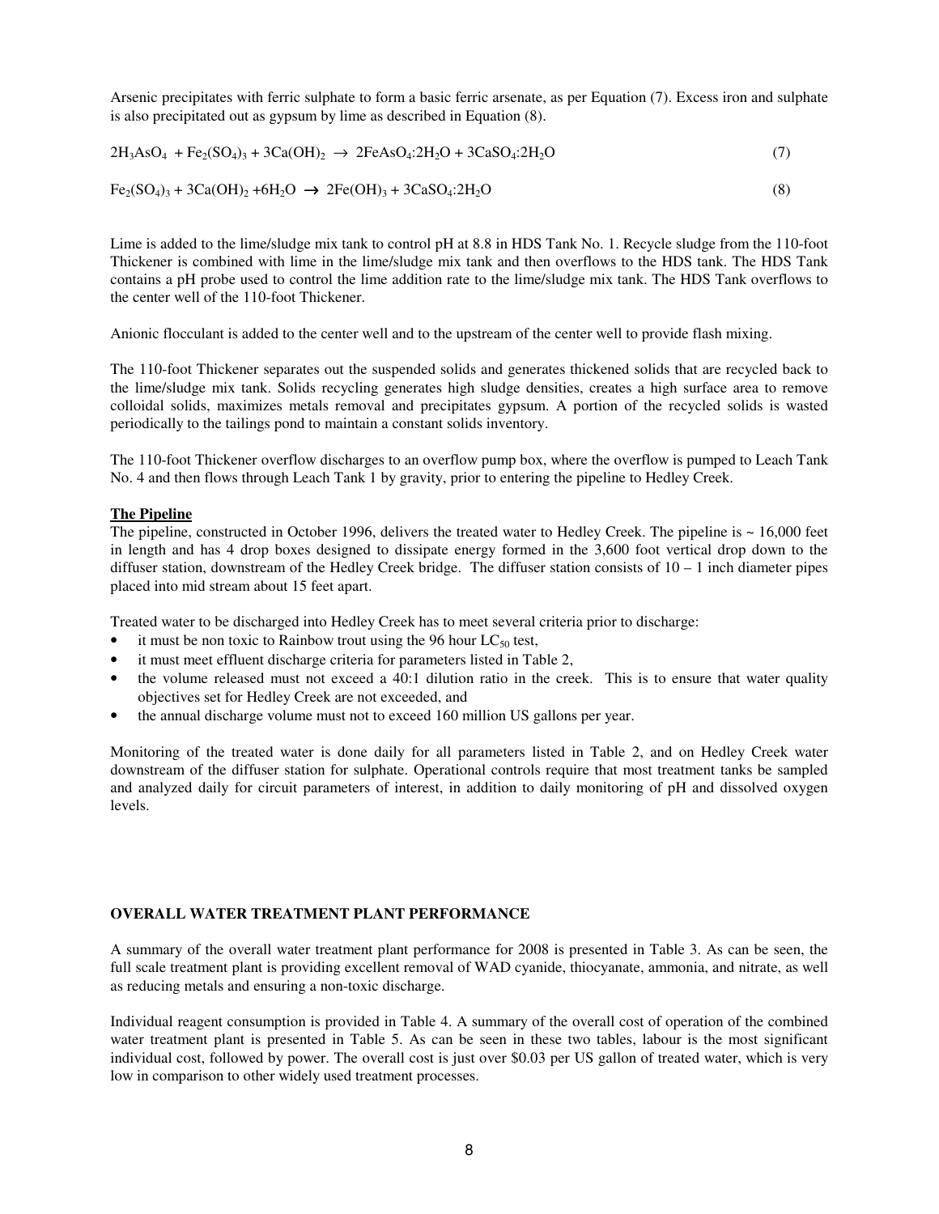Arsenic precipitates with ferric sulphate to form a basic ferric arsenate, as per Equation (7). Excess iron and sulphate is also precipitated out as gypsum by lime as described in Equation (8).

$$2H_3AsO_4 + Fe_2(SO_4)_3 + 3Ca(OH)_2 \rightarrow 2FeAsO_4{:}2H_2O + 3CaSO_4{:}2H_2O \quad (7)$$

$$Fe_2(SO_4)_3 + 3Ca(OH)_2 + 6H_2O \rightarrow 2Fe(OH)_3 + 3CaSO_4{:}2H_2O \quad (8)$$

Lime is added to the lime/sludge mix tank to control pH at 8.8 in HDS Tank No. 1. Recycle sludge from the 110-foot Thickener is combined with lime in the lime/sludge mix tank and then overflows to the HDS tank. The HDS Tank contains a pH probe used to control the lime addition rate to the lime/sludge mix tank. The HDS Tank overflows to the center well of the 110-foot Thickener.

Anionic flocculant is added to the center well and to the upstream of the center well to provide flash mixing.

The 110-foot Thickener separates out the suspended solids and generates thickened solids that are recycled back to the lime/sludge mix tank. Solids recycling generates high sludge densities, creates a high surface area to remove colloidal solids, maximizes metals removal and precipitates gypsum. A portion of the recycled solids is wasted periodically to the tailings pond to maintain a constant solids inventory.

The 110-foot Thickener overflow discharges to an overflow pump box, where the overflow is pumped to Leach Tank No. 4 and then flows through Leach Tank 1 by gravity, prior to entering the pipeline to Hedley Creek.

**The Pipeline**

The pipeline, constructed in October 1996, delivers the treated water to Hedley Creek. The pipeline is ~ 16,000 feet in length and has 4 drop boxes designed to dissipate energy formed in the 3,600 foot vertical drop down to the diffuser station, downstream of the Hedley Creek bridge. The diffuser station consists of 10 – 1 inch diameter pipes placed into mid stream about 15 feet apart.

Treated water to be discharged into Hedley Creek has to meet several criteria prior to discharge:

- it must be non toxic to Rainbow trout using the 96 hour $LC_{50}$ test,
- it must meet effluent discharge criteria for parameters listed in Table 2,
- the volume released must not exceed a 40:1 dilution ratio in the creek. This is to ensure that water quality objectives set for Hedley Creek are not exceeded, and
- the annual discharge volume must not to exceed 160 million US gallons per year.

Monitoring of the treated water is done daily for all parameters listed in Table 2, and on Hedley Creek water downstream of the diffuser station for sulphate. Operational controls require that most treatment tanks be sampled and analyzed daily for circuit parameters of interest, in addition to daily monitoring of pH and dissolved oxygen levels.

## OVERALL WATER TREATMENT PLANT PERFORMANCE

A summary of the overall water treatment plant performance for 2008 is presented in Table 3. As can be seen, the full scale treatment plant is providing excellent removal of WAD cyanide, thiocyanate, ammonia, and nitrate, as well as reducing metals and ensuring a non-toxic discharge.

Individual reagent consumption is provided in Table 4. A summary of the overall cost of operation of the combined water treatment plant is presented in Table 5. As can be seen in these two tables, labour is the most significant individual cost, followed by power. The overall cost is just over \$0.03 per US gallon of treated water, which is very low in comparison to other widely used treatment processes.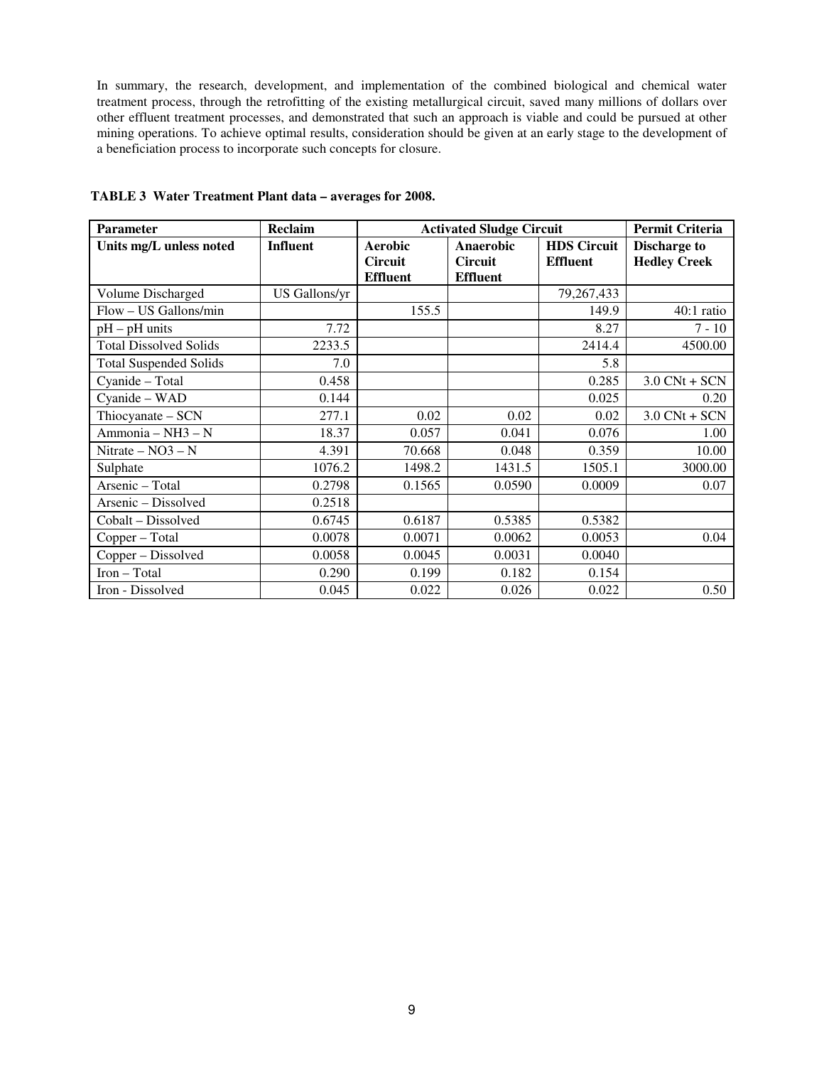In summary, the research, development, and implementation of the combined biological and chemical water treatment process, through the retrofitting of the existing metallurgical circuit, saved many millions of dollars over other effluent treatment processes, and demonstrated that such an approach is viable and could be pursued at other mining operations. To achieve optimal results, consideration should be given at an early stage to the development of a beneficiation process to incorporate such concepts for closure.

**TABLE 3 Water Treatment Plant data – averages for 2008.**

| Parameter | Reclaim | Activated Sludge Circuit | | | Permit Criteria |
|---|---|---|---|---|---|
| **Units mg/L unless noted** | **Influent** | **Aerobic Circuit Effluent** | **Anaerobic Circuit Effluent** | **HDS Circuit Effluent** | **Discharge to Hedley Creek** |
| Volume Discharged | US Gallons/yr | | | 79,267,433 | |
| Flow – US Gallons/min | | 155.5 | | 149.9 | 40:1 ratio |
| pH – pH units | 7.72 | | | 8.27 | 7 - 10 |
| Total Dissolved Solids | 2233.5 | | | 2414.4 | 4500.00 |
| Total Suspended Solids | 7.0 | | | 5.8 | |
| Cyanide – Total | 0.458 | | | 0.285 | 3.0 CNt + SCN |
| Cyanide – WAD | 0.144 | | | 0.025 | 0.20 |
| Thiocyanate – SCN | 277.1 | 0.02 | 0.02 | 0.02 | 3.0 CNt + SCN |
| Ammonia – NH3 – N | 18.37 | 0.057 | 0.041 | 0.076 | 1.00 |
| Nitrate – NO3 – N | 4.391 | 70.668 | 0.048 | 0.359 | 10.00 |
| Sulphate | 1076.2 | 1498.2 | 1431.5 | 1505.1 | 3000.00 |
| Arsenic – Total | 0.2798 | 0.1565 | 0.0590 | 0.0009 | 0.07 |
| Arsenic – Dissolved | 0.2518 | | | | |
| Cobalt – Dissolved | 0.6745 | 0.6187 | 0.5385 | 0.5382 | |
| Copper – Total | 0.0078 | 0.0071 | 0.0062 | 0.0053 | 0.04 |
| Copper – Dissolved | 0.0058 | 0.0045 | 0.0031 | 0.0040 | |
| Iron – Total | 0.290 | 0.199 | 0.182 | 0.154 | |
| Iron - Dissolved | 0.045 | 0.022 | 0.026 | 0.022 | 0.50 |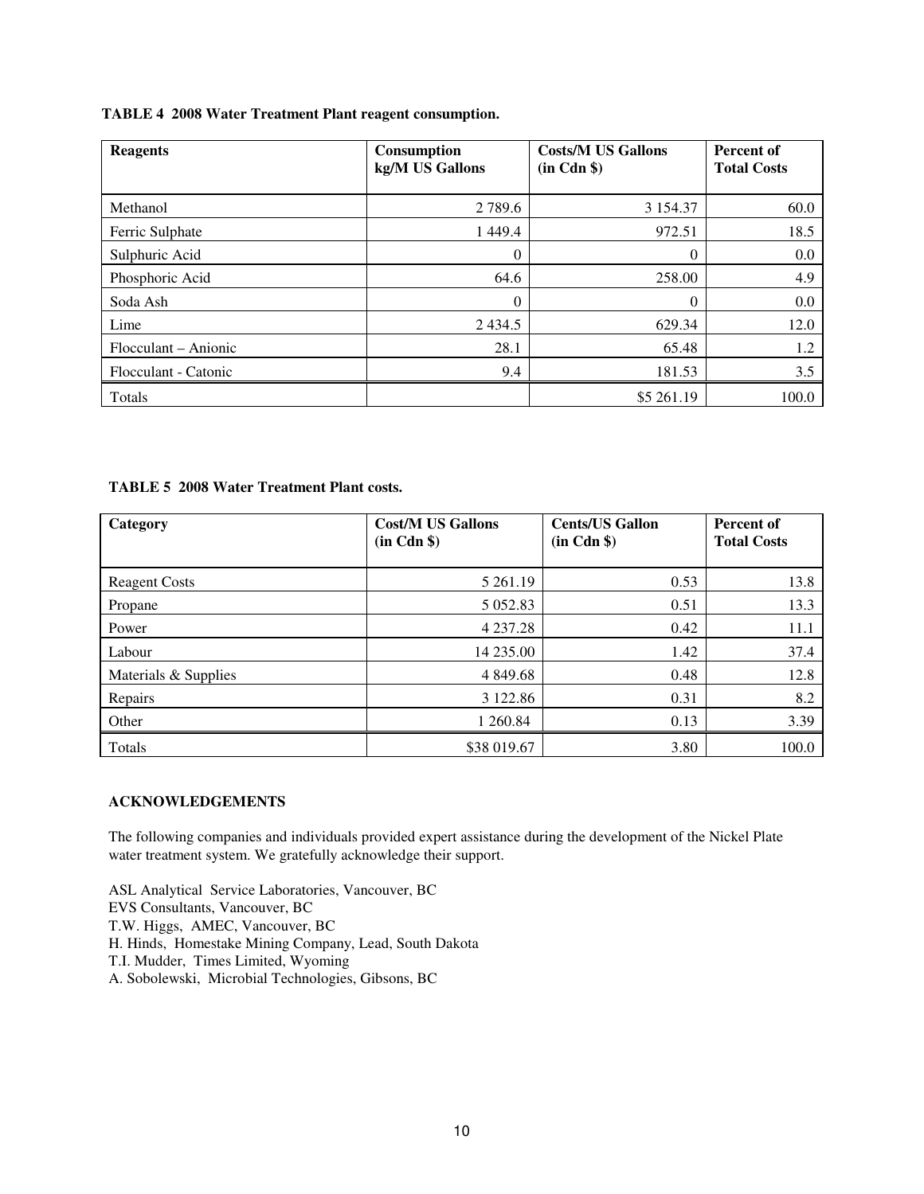**TABLE 4 2008 Water Treatment Plant reagent consumption.**

| Reagents | Consumption kg/M US Gallons | Costs/M US Gallons (in Cdn $) | Percent of Total Costs |
|---|---|---|---|
| Methanol | 2 789.6 | 3 154.37 | 60.0 |
| Ferric Sulphate | 1 449.4 | 972.51 | 18.5 |
| Sulphuric Acid | 0 | 0 | 0.0 |
| Phosphoric Acid | 64.6 | 258.00 | 4.9 |
| Soda Ash | 0 | 0 | 0.0 |
| Lime | 2 434.5 | 629.34 | 12.0 |
| Flocculant – Anionic | 28.1 | 65.48 | 1.2 |
| Flocculant - Catonic | 9.4 | 181.53 | 3.5 |
| Totals | | $5 261.19 | 100.0 |

**TABLE 5 2008 Water Treatment Plant costs.**

| Category | Cost/M US Gallons (in Cdn $) | Cents/US Gallon (in Cdn $) | Percent of Total Costs |
|---|---|---|---|
| Reagent Costs | 5 261.19 | 0.53 | 13.8 |
| Propane | 5 052.83 | 0.51 | 13.3 |
| Power | 4 237.28 | 0.42 | 11.1 |
| Labour | 14 235.00 | 1.42 | 37.4 |
| Materials & Supplies | 4 849.68 | 0.48 | 12.8 |
| Repairs | 3 122.86 | 0.31 | 8.2 |
| Other | 1 260.84 | 0.13 | 3.39 |
| Totals | $38 019.67 | 3.80 | 100.0 |

## ACKNOWLEDGEMENTS

The following companies and individuals provided expert assistance during the development of the Nickel Plate water treatment system. We gratefully acknowledge their support.

ASL Analytical Service Laboratories, Vancouver, BC
EVS Consultants, Vancouver, BC
T.W. Higgs, AMEC, Vancouver, BC
H. Hinds, Homestake Mining Company, Lead, South Dakota
T.I. Mudder, Times Limited, Wyoming
A. Sobolewski, Microbial Technologies, Gibsons, BC